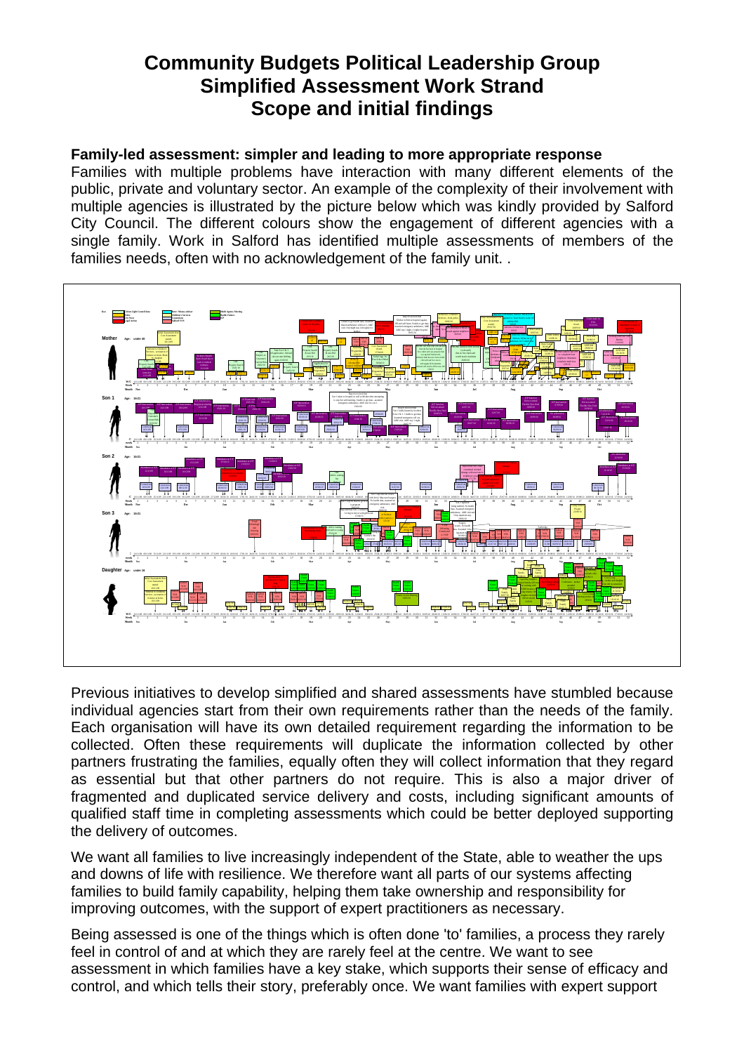# Community Budgets Political Leadership Group
# Simplified Assessment Work Strand
# Scope and initial findings

**Family-led assessment: simpler and leading to more appropriate response**

Families with multiple problems have interaction with many different elements of the public, private and voluntary sector. An example of the complexity of their involvement with multiple agencies is illustrated by the picture below which was kindly provided by Salford City Council. The different colours show the engagement of different agencies with a single family. Work in Salford has identified multiple assessments of members of the families needs, often with no acknowledgement of the family unit. .

Previous initiatives to develop simplified and shared assessments have stumbled because individual agencies start from their own requirements rather than the needs of the family. Each organisation will have its own detailed requirement regarding the information to be collected. Often these requirements will duplicate the information collected by other partners frustrating the families, equally often they will collect information that they regard as essential but that other partners do not require. This is also a major driver of fragmented and duplicated service delivery and costs, including significant amounts of qualified staff time in completing assessments which could be better deployed supporting the delivery of outcomes.

We want all families to live increasingly independent of the State, able to weather the ups and downs of life with resilience. We therefore want all parts of our systems affecting families to build family capability, helping them take ownership and responsibility for improving outcomes, with the support of expert practitioners as necessary.

Being assessed is one of the things which is often done 'to' families, a process they rarely feel in control of and at which they are rarely feel at the centre. We want to see assessment in which families have a key stake, which supports their sense of efficacy and control, and which tells their story, preferably once. We want families with expert support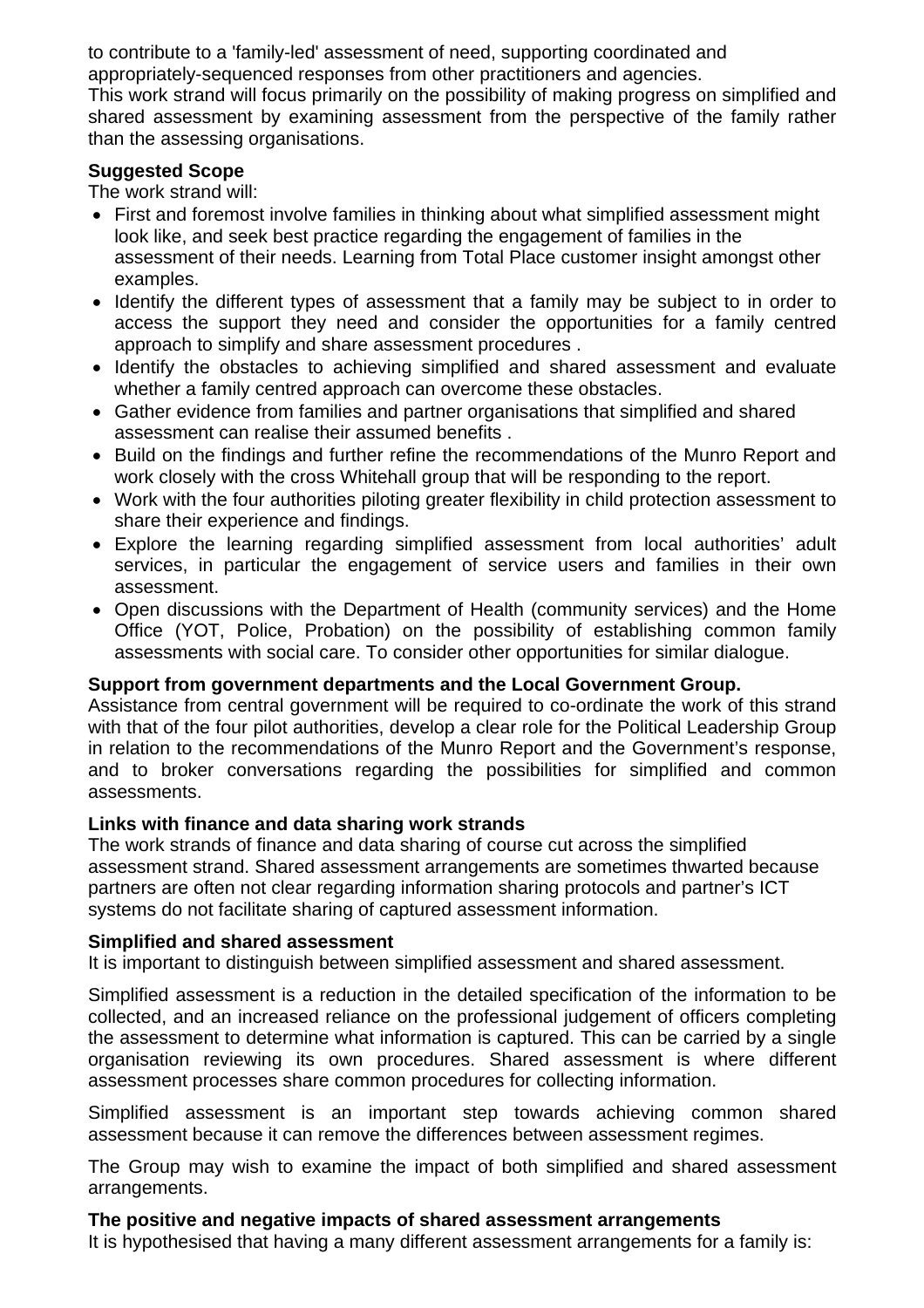to contribute to a 'family-led' assessment of need, supporting coordinated and appropriately-sequenced responses from other practitioners and agencies.
This work strand will focus primarily on the possibility of making progress on simplified and shared assessment by examining assessment from the perspective of the family rather than the assessing organisations.

**Suggested Scope**
The work strand will:

- First and foremost involve families in thinking about what simplified assessment might look like, and seek best practice regarding the engagement of families in the assessment of their needs. Learning from Total Place customer insight amongst other examples.
- Identify the different types of assessment that a family may be subject to in order to access the support they need and consider the opportunities for a family centred approach to simplify and share assessment procedures .
- Identify the obstacles to achieving simplified and shared assessment and evaluate whether a family centred approach can overcome these obstacles.
- Gather evidence from families and partner organisations that simplified and shared assessment can realise their assumed benefits .
- Build on the findings and further refine the recommendations of the Munro Report and work closely with the cross Whitehall group that will be responding to the report.
- Work with the four authorities piloting greater flexibility in child protection assessment to share their experience and findings.
- Explore the learning regarding simplified assessment from local authorities' adult services, in particular the engagement of service users and families in their own assessment.
- Open discussions with the Department of Health (community services) and the Home Office (YOT, Police, Probation) on the possibility of establishing common family assessments with social care. To consider other opportunities for similar dialogue.

**Support from government departments and the Local Government Group.**
Assistance from central government will be required to co-ordinate the work of this strand with that of the four pilot authorities, develop a clear role for the Political Leadership Group in relation to the recommendations of the Munro Report and the Government's response, and to broker conversations regarding the possibilities for simplified and common assessments.

**Links with finance and data sharing work strands**
The work strands of finance and data sharing of course cut across the simplified assessment strand. Shared assessment arrangements are sometimes thwarted because partners are often not clear regarding information sharing protocols and partner's ICT systems do not facilitate sharing of captured assessment information.

**Simplified and shared assessment**
It is important to distinguish between simplified assessment and shared assessment.

Simplified assessment is a reduction in the detailed specification of the information to be collected, and an increased reliance on the professional judgement of officers completing the assessment to determine what information is captured. This can be carried by a single organisation reviewing its own procedures. Shared assessment is where different assessment processes share common procedures for collecting information.

Simplified assessment is an important step towards achieving common shared assessment because it can remove the differences between assessment regimes.

The Group may wish to examine the impact of both simplified and shared assessment arrangements.

**The positive and negative impacts of shared assessment arrangements**
It is hypothesised that having a many different assessment arrangements for a family is: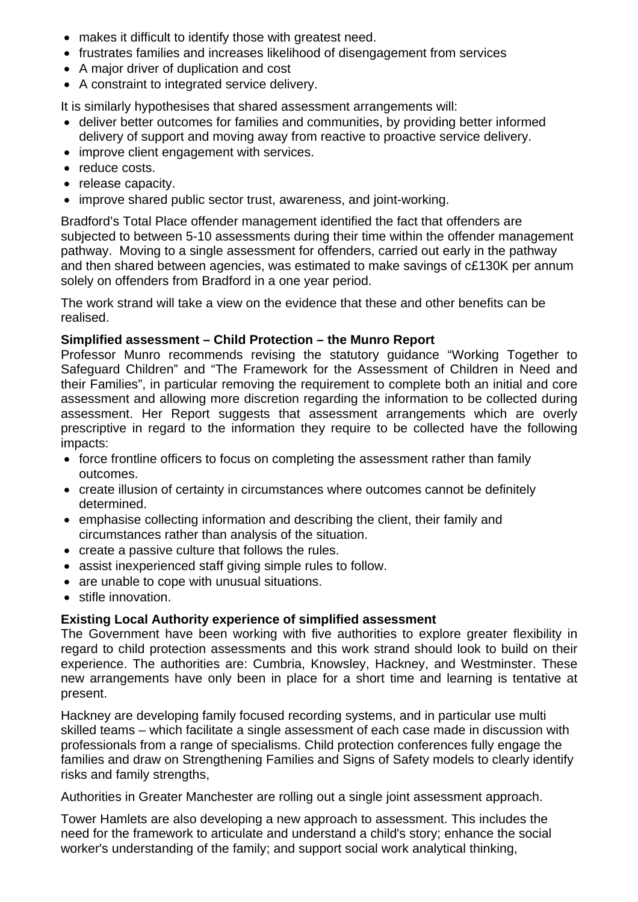- makes it difficult to identify those with greatest need.
- frustrates families and increases likelihood of disengagement from services
- A major driver of duplication and cost
- A constraint to integrated service delivery.

It is similarly hypothesises that shared assessment arrangements will:

- deliver better outcomes for families and communities, by providing better informed delivery of support and moving away from reactive to proactive service delivery.
- improve client engagement with services.
- reduce costs.
- release capacity.
- improve shared public sector trust, awareness, and joint-working.

Bradford's Total Place offender management identified the fact that offenders are subjected to between 5-10 assessments during their time within the offender management pathway. Moving to a single assessment for offenders, carried out early in the pathway and then shared between agencies, was estimated to make savings of c£130K per annum solely on offenders from Bradford in a one year period.

The work strand will take a view on the evidence that these and other benefits can be realised.

**Simplified assessment – Child Protection – the Munro Report**

Professor Munro recommends revising the statutory guidance "Working Together to Safeguard Children" and "The Framework for the Assessment of Children in Need and their Families", in particular removing the requirement to complete both an initial and core assessment and allowing more discretion regarding the information to be collected during assessment. Her Report suggests that assessment arrangements which are overly prescriptive in regard to the information they require to be collected have the following impacts:

- force frontline officers to focus on completing the assessment rather than family outcomes.
- create illusion of certainty in circumstances where outcomes cannot be definitely determined.
- emphasise collecting information and describing the client, their family and circumstances rather than analysis of the situation.
- create a passive culture that follows the rules.
- assist inexperienced staff giving simple rules to follow.
- are unable to cope with unusual situations.
- stifle innovation.

**Existing Local Authority experience of simplified assessment**

The Government have been working with five authorities to explore greater flexibility in regard to child protection assessments and this work strand should look to build on their experience. The authorities are: Cumbria, Knowsley, Hackney, and Westminster. These new arrangements have only been in place for a short time and learning is tentative at present.

Hackney are developing family focused recording systems, and in particular use multi skilled teams – which facilitate a single assessment of each case made in discussion with professionals from a range of specialisms. Child protection conferences fully engage the families and draw on Strengthening Families and Signs of Safety models to clearly identify risks and family strengths,

Authorities in Greater Manchester are rolling out a single joint assessment approach.

Tower Hamlets are also developing a new approach to assessment. This includes the need for the framework to articulate and understand a child's story; enhance the social worker's understanding of the family; and support social work analytical thinking,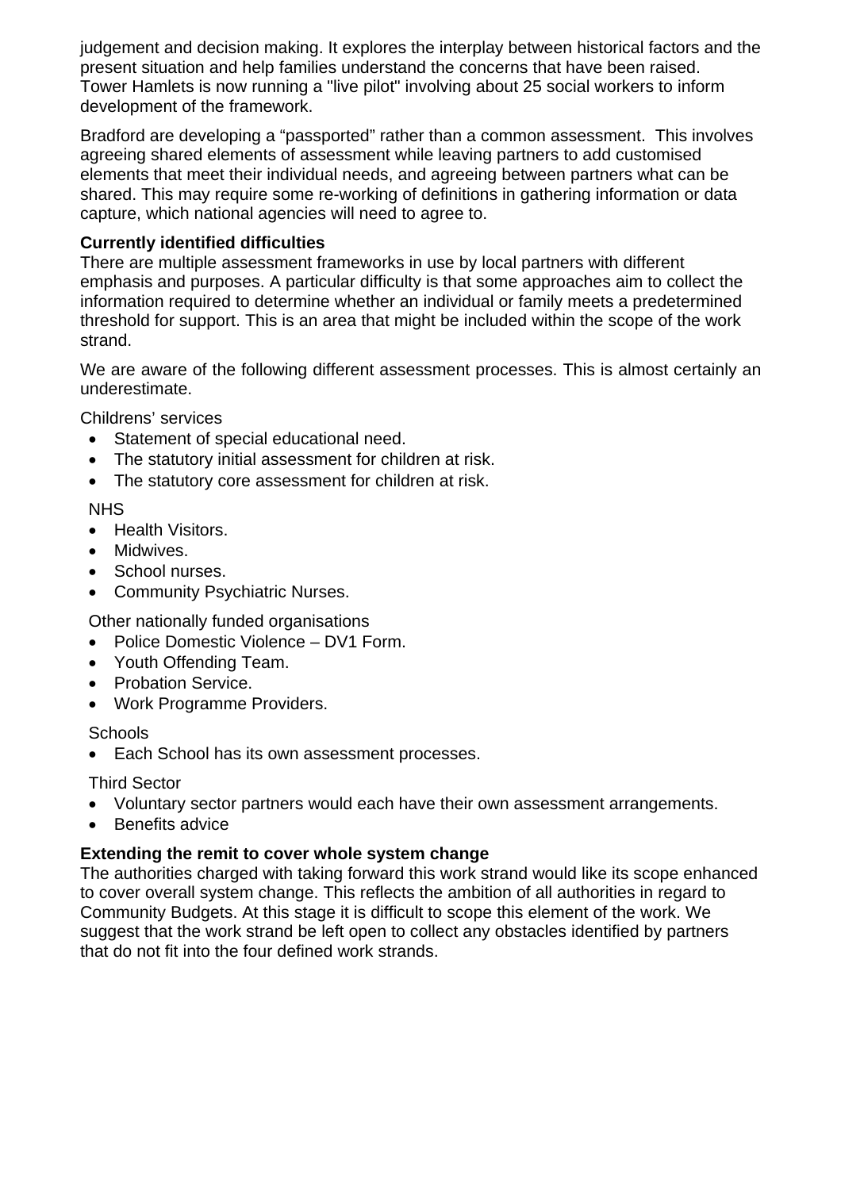judgement and decision making. It explores the interplay between historical factors and the present situation and help families understand the concerns that have been raised. Tower Hamlets is now running a "live pilot" involving about 25 social workers to inform development of the framework.

Bradford are developing a “passported” rather than a common assessment. This involves agreeing shared elements of assessment while leaving partners to add customised elements that meet their individual needs, and agreeing between partners what can be shared. This may require some re-working of definitions in gathering information or data capture, which national agencies will need to agree to.

**Currently identified difficulties**

There are multiple assessment frameworks in use by local partners with different emphasis and purposes. A particular difficulty is that some approaches aim to collect the information required to determine whether an individual or family meets a predetermined threshold for support. This is an area that might be included within the scope of the work strand.

We are aware of the following different assessment processes. This is almost certainly an underestimate.

Childrens’ services

- Statement of special educational need.
- The statutory initial assessment for children at risk.
- The statutory core assessment for children at risk.

NHS

- Health Visitors.
- Midwives.
- School nurses.
- Community Psychiatric Nurses.

Other nationally funded organisations

- Police Domestic Violence – DV1 Form.
- Youth Offending Team.
- Probation Service.
- Work Programme Providers.

Schools

- Each School has its own assessment processes.

Third Sector

- Voluntary sector partners would each have their own assessment arrangements.
- Benefits advice

**Extending the remit to cover whole system change**

The authorities charged with taking forward this work strand would like its scope enhanced to cover overall system change. This reflects the ambition of all authorities in regard to Community Budgets. At this stage it is difficult to scope this element of the work. We suggest that the work strand be left open to collect any obstacles identified by partners that do not fit into the four defined work strands.